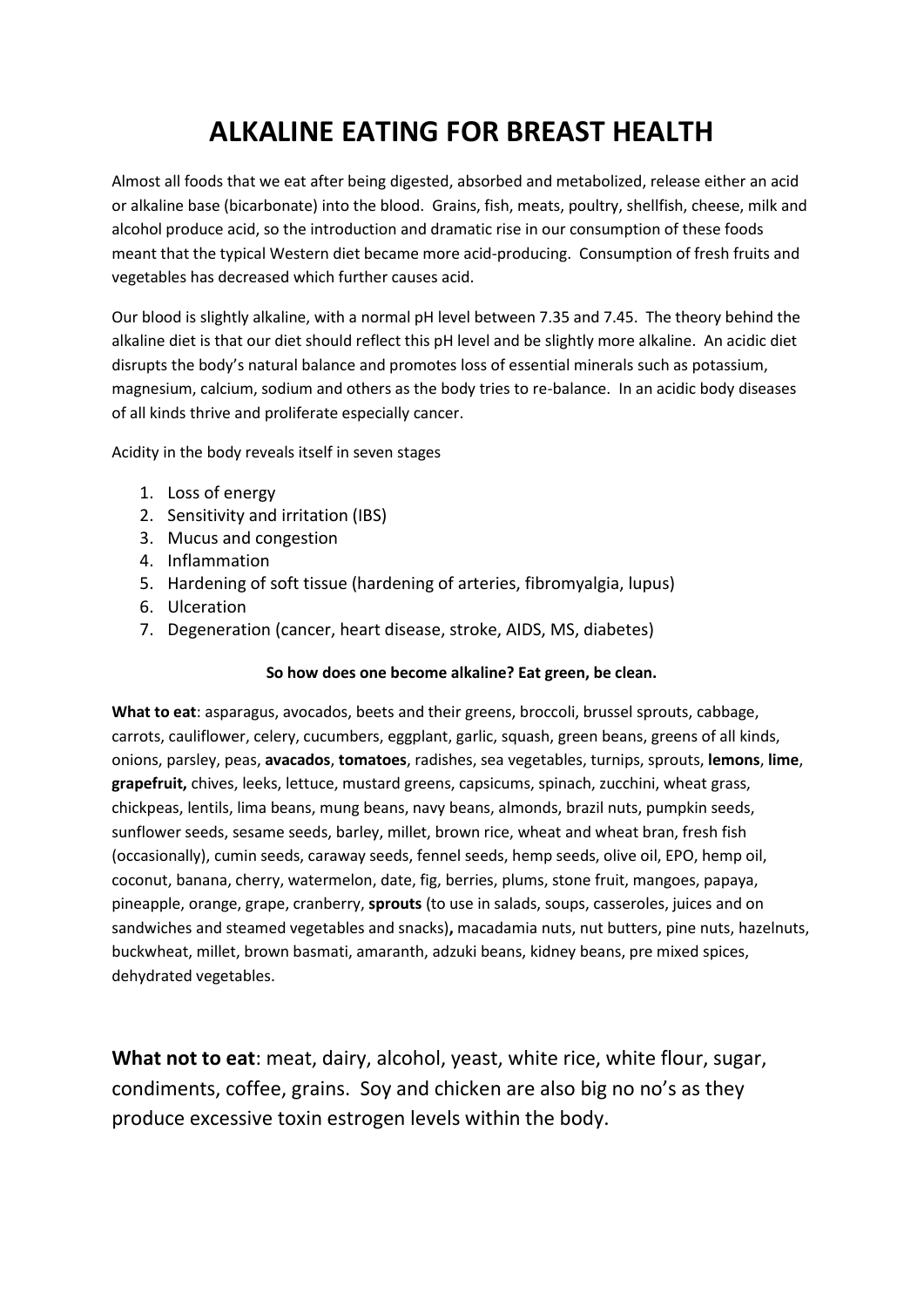# ALKALINE EATING FOR BREAST HEALTH

Almost all foods that we eat after being digested, absorbed and metabolized, release either an acid or alkaline base (bicarbonate) into the blood. Grains, fish, meats, poultry, shellfish, cheese, milk and alcohol produce acid, so the introduction and dramatic rise in our consumption of these foods meant that the typical Western diet became more acid-producing. Consumption of fresh fruits and vegetables has decreased which further causes acid.

Our blood is slightly alkaline, with a normal pH level between 7.35 and 7.45. The theory behind the alkaline diet is that our diet should reflect this pH level and be slightly more alkaline. An acidic diet disrupts the body's natural balance and promotes loss of essential minerals such as potassium, magnesium, calcium, sodium and others as the body tries to re-balance. In an acidic body diseases of all kinds thrive and proliferate especially cancer.

Acidity in the body reveals itself in seven stages

1. Loss of energy
2. Sensitivity and irritation (IBS)
3. Mucus and congestion
4. Inflammation
5. Hardening of soft tissue (hardening of arteries, fibromyalgia, lupus)
6. Ulceration
7. Degeneration (cancer, heart disease, stroke, AIDS, MS, diabetes)

**So how does one become alkaline? Eat green, be clean.**

**What to eat**: asparagus, avocados, beets and their greens, broccoli, brussel sprouts, cabbage, carrots, cauliflower, celery, cucumbers, eggplant, garlic, squash, green beans, greens of all kinds, onions, parsley, peas, **avacados**, **tomatoes**, radishes, sea vegetables, turnips, sprouts, **lemons**, **lime**, **grapefruit,** chives, leeks, lettuce, mustard greens, capsicums, spinach, zucchini, wheat grass, chickpeas, lentils, lima beans, mung beans, navy beans, almonds, brazil nuts, pumpkin seeds, sunflower seeds, sesame seeds, barley, millet, brown rice, wheat and wheat bran, fresh fish (occasionally), cumin seeds, caraway seeds, fennel seeds, hemp seeds, olive oil, EPO, hemp oil, coconut, banana, cherry, watermelon, date, fig, berries, plums, stone fruit, mangoes, papaya, pineapple, orange, grape, cranberry, **sprouts** (to use in salads, soups, casseroles, juices and on sandwiches and steamed vegetables and snacks)**,** macadamia nuts, nut butters, pine nuts, hazelnuts, buckwheat, millet, brown basmati, amaranth, adzuki beans, kidney beans, pre mixed spices, dehydrated vegetables.

**What not to eat**: meat, dairy, alcohol, yeast, white rice, white flour, sugar, condiments, coffee, grains. Soy and chicken are also big no no's as they produce excessive toxin estrogen levels within the body.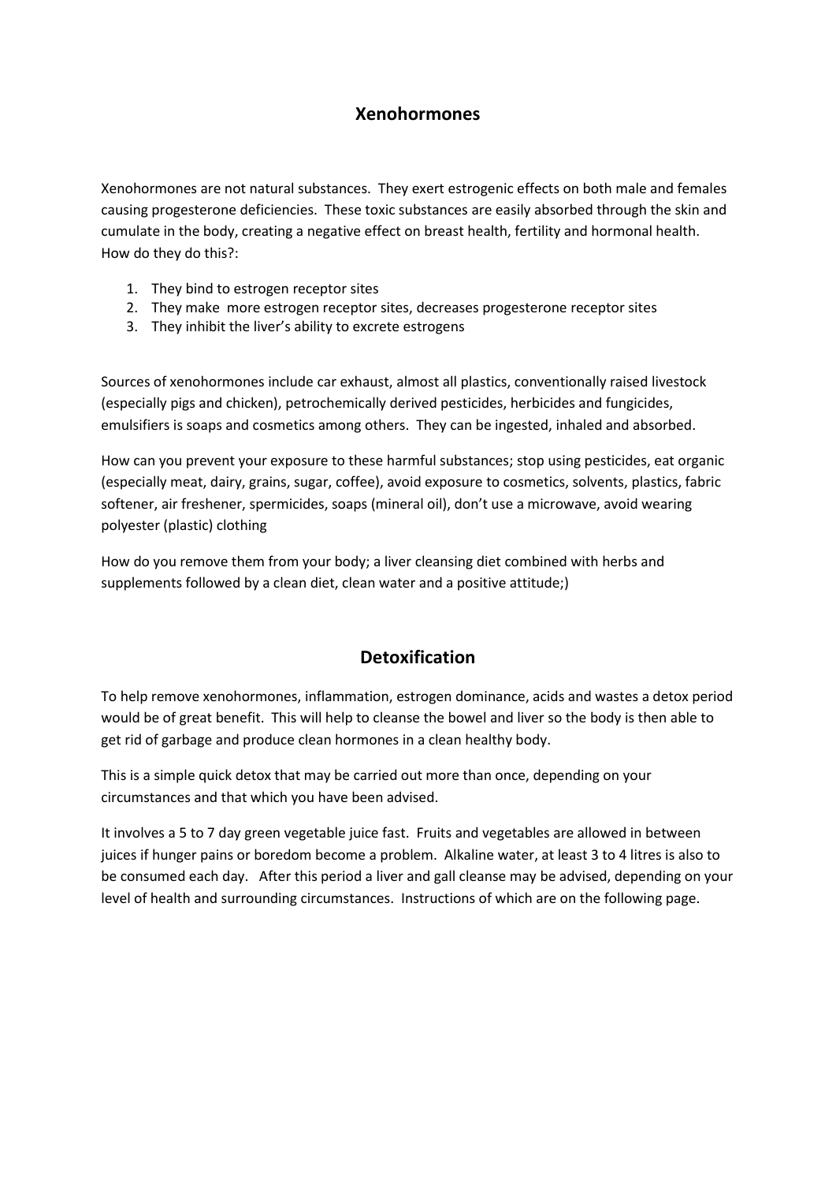## Xenohormones

Xenohormones are not natural substances. They exert estrogenic effects on both male and females causing progesterone deficiencies. These toxic substances are easily absorbed through the skin and cumulate in the body, creating a negative effect on breast health, fertility and hormonal health. How do they do this?:

1. They bind to estrogen receptor sites
2. They make more estrogen receptor sites, decreases progesterone receptor sites
3. They inhibit the liver's ability to excrete estrogens

Sources of xenohormones include car exhaust, almost all plastics, conventionally raised livestock (especially pigs and chicken), petrochemically derived pesticides, herbicides and fungicides, emulsifiers is soaps and cosmetics among others. They can be ingested, inhaled and absorbed.

How can you prevent your exposure to these harmful substances; stop using pesticides, eat organic (especially meat, dairy, grains, sugar, coffee), avoid exposure to cosmetics, solvents, plastics, fabric softener, air freshener, spermicides, soaps (mineral oil), don't use a microwave, avoid wearing polyester (plastic) clothing

How do you remove them from your body; a liver cleansing diet combined with herbs and supplements followed by a clean diet, clean water and a positive attitude;)

## Detoxification

To help remove xenohormones, inflammation, estrogen dominance, acids and wastes a detox period would be of great benefit. This will help to cleanse the bowel and liver so the body is then able to get rid of garbage and produce clean hormones in a clean healthy body.

This is a simple quick detox that may be carried out more than once, depending on your circumstances and that which you have been advised.

It involves a 5 to 7 day green vegetable juice fast. Fruits and vegetables are allowed in between juices if hunger pains or boredom become a problem. Alkaline water, at least 3 to 4 litres is also to be consumed each day. After this period a liver and gall cleanse may be advised, depending on your level of health and surrounding circumstances. Instructions of which are on the following page.